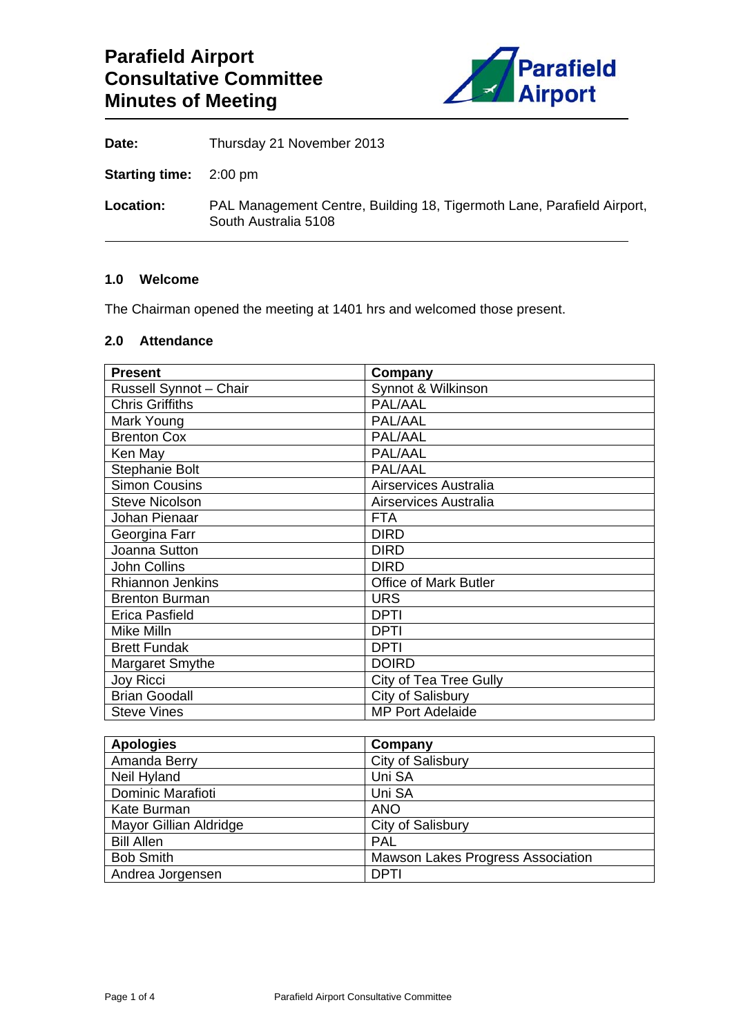# Parafield Airport Consultative Committee Minutes of Meeting

**Date:** Thursday 21 November 2013

**Starting time:** 2:00 pm

**Location:** PAL Management Centre, Building 18, Tigermoth Lane, Parafield Airport, South Australia 5108

### 1.0 Welcome

The Chairman opened the meeting at 1401 hrs and welcomed those present.

### 2.0 Attendance

| Present | Company |
|---|---|
| Russell Synnot – Chair | Synnot & Wilkinson |
| Chris Griffiths | PAL/AAL |
| Mark Young | PAL/AAL |
| Brenton Cox | PAL/AAL |
| Ken May | PAL/AAL |
| Stephanie Bolt | PAL/AAL |
| Simon Cousins | Airservices Australia |
| Steve Nicolson | Airservices Australia |
| Johan Pienaar | FTA |
| Georgina Farr | DIRD |
| Joanna Sutton | DIRD |
| John Collins | DIRD |
| Rhiannon Jenkins | Office of Mark Butler |
| Brenton Burman | URS |
| Erica Pasfield | DPTI |
| Mike Milln | DPTI |
| Brett Fundak | DPTI |
| Margaret Smythe | DOIRD |
| Joy Ricci | City of Tea Tree Gully |
| Brian Goodall | City of Salisbury |
| Steve Vines | MP Port Adelaide |

| Apologies | Company |
|---|---|
| Amanda Berry | City of Salisbury |
| Neil Hyland | Uni SA |
| Dominic Marafioti | Uni SA |
| Kate Burman | ANO |
| Mayor Gillian Aldridge | City of Salisbury |
| Bill Allen | PAL |
| Bob Smith | Mawson Lakes Progress Association |
| Andrea Jorgensen | DPTI |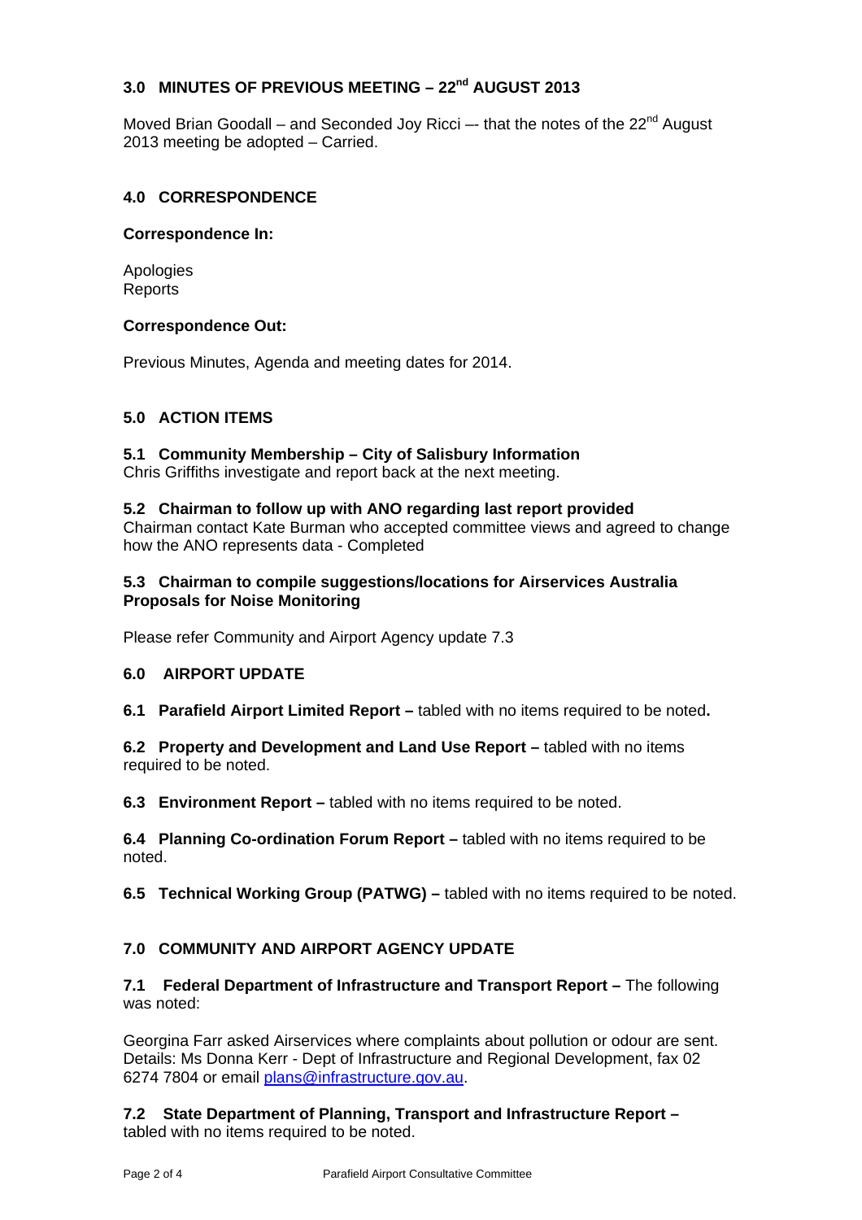## 3.0 MINUTES OF PREVIOUS MEETING – 22nd AUGUST 2013

Moved Brian Goodall – and Seconded Joy Ricci –- that the notes of the 22nd August 2013 meeting be adopted – Carried.

## 4.0 CORRESPONDENCE

**Correspondence In:**

Apologies
Reports

**Correspondence Out:**

Previous Minutes, Agenda and meeting dates for 2014.

## 5.0 ACTION ITEMS

### 5.1 Community Membership – City of Salisbury Information

Chris Griffiths investigate and report back at the next meeting.

### 5.2 Chairman to follow up with ANO regarding last report provided

Chairman contact Kate Burman who accepted committee views and agreed to change how the ANO represents data - Completed

### 5.3 Chairman to compile suggestions/locations for Airservices Australia Proposals for Noise Monitoring

Please refer Community and Airport Agency update 7.3

## 6.0 AIRPORT UPDATE

**6.1 Parafield Airport Limited Report –** tabled with no items required to be noted**.**

**6.2 Property and Development and Land Use Report –** tabled with no items required to be noted.

**6.3 Environment Report –** tabled with no items required to be noted.

**6.4 Planning Co-ordination Forum Report –** tabled with no items required to be noted.

**6.5 Technical Working Group (PATWG) –** tabled with no items required to be noted.

## 7.0 COMMUNITY AND AIRPORT AGENCY UPDATE

**7.1 Federal Department of Infrastructure and Transport Report –** The following was noted:

Georgina Farr asked Airservices where complaints about pollution or odour are sent. Details: Ms Donna Kerr - Dept of Infrastructure and Regional Development, fax 02 6274 7804 or email plans@infrastructure.gov.au.

**7.2 State Department of Planning, Transport and Infrastructure Report –** tabled with no items required to be noted.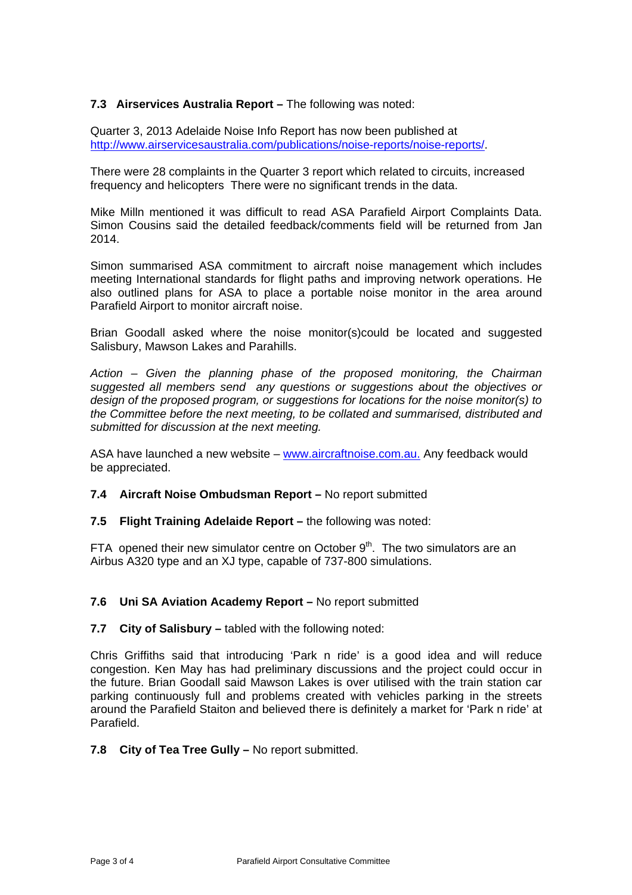**7.3 Airservices Australia Report –** The following was noted:

Quarter 3, 2013 Adelaide Noise Info Report has now been published at http://www.airservicesaustralia.com/publications/noise-reports/noise-reports/.

There were 28 complaints in the Quarter 3 report which related to circuits, increased frequency and helicopters There were no significant trends in the data.

Mike Milln mentioned it was difficult to read ASA Parafield Airport Complaints Data. Simon Cousins said the detailed feedback/comments field will be returned from Jan 2014.

Simon summarised ASA commitment to aircraft noise management which includes meeting International standards for flight paths and improving network operations. He also outlined plans for ASA to place a portable noise monitor in the area around Parafield Airport to monitor aircraft noise.

Brian Goodall asked where the noise monitor(s)could be located and suggested Salisbury, Mawson Lakes and Parahills.

*Action – Given the planning phase of the proposed monitoring, the Chairman suggested all members send any questions or suggestions about the objectives or design of the proposed program, or suggestions for locations for the noise monitor(s) to the Committee before the next meeting, to be collated and summarised, distributed and submitted for discussion at the next meeting.*

ASA have launched a new website – www.aircraftnoise.com.au. Any feedback would be appreciated.

**7.4 Aircraft Noise Ombudsman Report –** No report submitted

**7.5 Flight Training Adelaide Report –** the following was noted:

FTA opened their new simulator centre on October 9th. The two simulators are an Airbus A320 type and an XJ type, capable of 737-800 simulations.

**7.6 Uni SA Aviation Academy Report –** No report submitted

**7.7 City of Salisbury –** tabled with the following noted:

Chris Griffiths said that introducing 'Park n ride' is a good idea and will reduce congestion. Ken May has had preliminary discussions and the project could occur in the future. Brian Goodall said Mawson Lakes is over utilised with the train station car parking continuously full and problems created with vehicles parking in the streets around the Parafield Staiton and believed there is definitely a market for 'Park n ride' at Parafield.

**7.8 City of Tea Tree Gully –** No report submitted.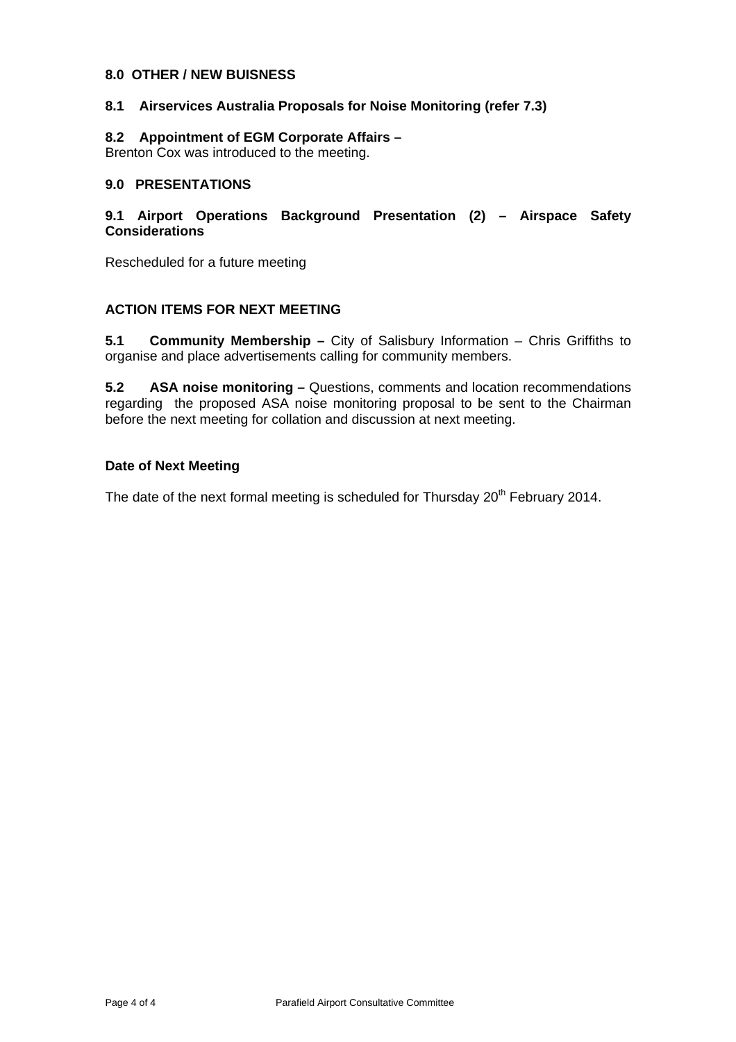## 8.0 OTHER / NEW BUISNESS

### 8.1 Airservices Australia Proposals for Noise Monitoring (refer 7.3)

### 8.2 Appointment of EGM Corporate Affairs –

Brenton Cox was introduced to the meeting.

## 9.0 PRESENTATIONS

### 9.1 Airport Operations Background Presentation (2) – Airspace Safety Considerations

Rescheduled for a future meeting

## ACTION ITEMS FOR NEXT MEETING

**5.1 Community Membership –** City of Salisbury Information – Chris Griffiths to organise and place advertisements calling for community members.

**5.2 ASA noise monitoring –** Questions, comments and location recommendations regarding the proposed ASA noise monitoring proposal to be sent to the Chairman before the next meeting for collation and discussion at next meeting.

### Date of Next Meeting

The date of the next formal meeting is scheduled for Thursday 20th February 2014.